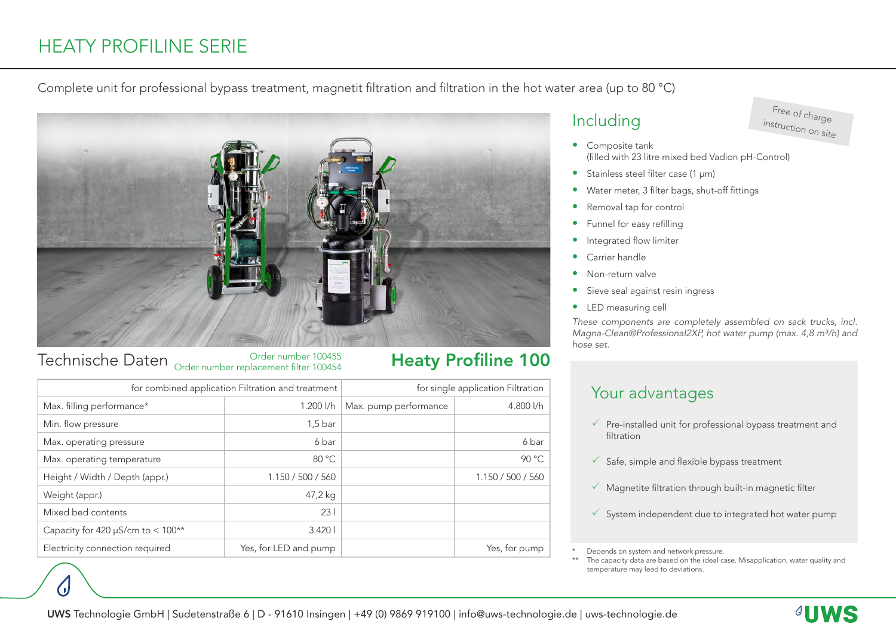# HEATY PROFILINE SERIE

Complete unit for professional bypass treatment, magnetit filtration and filtration in the hot water area (up to 80 °C)

## Including

Free of charge instruction on site

- Composite tank (filled with 23 litre mixed bed Vadion pH-Control)
- Stainless steel filter case (1 µm)
- Water meter, 3 filter bags, shut-off fittings
- Removal tap for control
- Funnel for easy refilling
- Integrated flow limiter
- Carrier handle
- Non-return valve
- Sieve seal against resin ingress
- LED measuring cell

*These components are completely assembled on sack trucks, incl. Magna-Clean®Professional2XP, hot water pump (max. 4,8 m³/h) and hose set.*

## Technische Daten

Order number 100455
Order number replacement filter 100454

## Heaty Profiline 100

| for combined application Filtration and treatment | | for single application Filtration | |
|---|---|---|---|
| Max. filling performance* | 1.200 l/h | Max. pump performance | 4.800 l/h |
| Min. flow pressure | 1,5 bar | | |
| Max. operating pressure | 6 bar | | 6 bar |
| Max. operating temperature | 80 °C | | 90 °C |
| Height / Width / Depth (appr.) | 1.150 / 500 / 560 | | 1.150 / 500 / 560 |
| Weight (appr.) | 47,2 kg | | |
| Mixed bed contents | 23 l | | |
| Capacity for 420 µS/cm to < 100** | 3.420 l | | |
| Electricity connection required | Yes, for LED and pump | | Yes, for pump |

## Your advantages

- ✓ Pre-installed unit for professional bypass treatment and filtration
- ✓ Safe, simple and flexible bypass treatment
- ✓ Magnetite filtration through built-in magnetic filter
- ✓ System independent due to integrated hot water pump

\* Depends on system and network pressure.
\*\* The capacity data are based on the ideal case. Misapplication, water quality and temperature may lead to deviations.

**UWS** Technologie GmbH | Sudetenstraße 6 | D - 91610 Insingen | +49 (0) 9869 919100 | info@uws-technologie.de | uws-technologie.de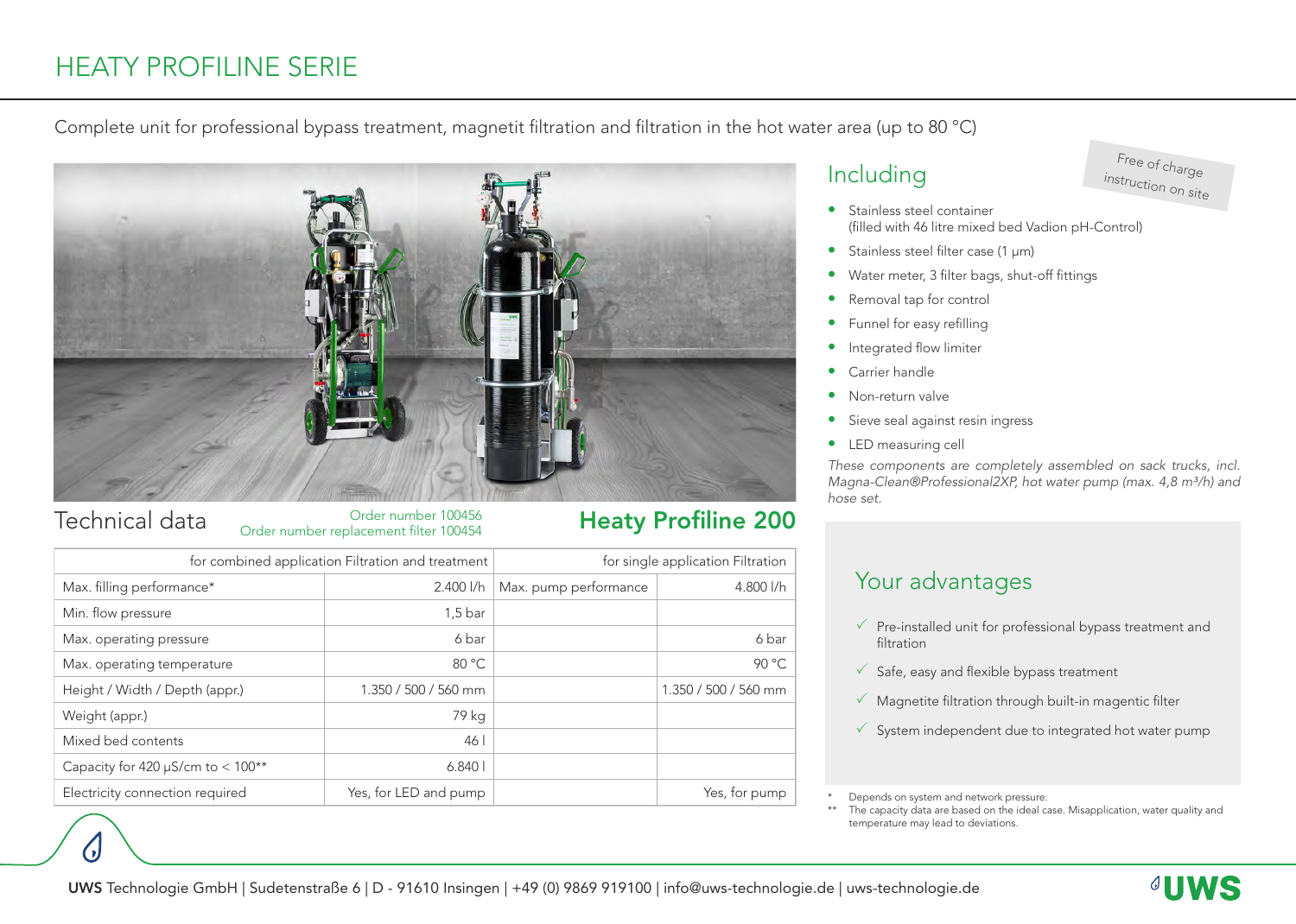# HEATY PROFILINE SERIE

Complete unit for professional bypass treatment, magnetit filtration and filtration in the hot water area (up to 80 °C)

## Technical data

Order number 100456
Order number replacement filter 100454

**Heaty Profiline 200**

| for combined application Filtration and treatment | | for single application Filtration | |
|---|---|---|---|
| Max. filling performance* | 2.400 l/h | Max. pump performance | 4.800 l/h |
| Min. flow pressure | 1,5 bar | | |
| Max. operating pressure | 6 bar | | 6 bar |
| Max. operating temperature | 80 °C | | 90 °C |
| Height / Width / Depth (appr.) | 1.350 / 500 / 560 mm | | 1.350 / 500 / 560 mm |
| Weight (appr.) | 79 kg | | |
| Mixed bed contents | 46 l | | |
| Capacity for 420 µS/cm to < 100** | 6.840 l | | |
| Electricity connection required | Yes, for LED and pump | | Yes, for pump |

## Including

Free of charge instruction on site

- Stainless steel container (filled with 46 litre mixed bed Vadion pH-Control)
- Stainless steel filter case (1 µm)
- Water meter, 3 filter bags, shut-off fittings
- Removal tap for control
- Funnel for easy refilling
- Integrated flow limiter
- Carrier handle
- Non-return valve
- Sieve seal against resin ingress
- LED measuring cell

*These components are completely assembled on sack trucks, incl. Magna-Clean®Professional2XP, hot water pump (max. 4,8 m³/h) and hose set.*

## Your advantages

- ✓ Pre-installed unit for professional bypass treatment and filtration
- ✓ Safe, easy and flexible bypass treatment
- ✓ Magnetite filtration through built-in magentic filter
- ✓ System independent due to integrated hot water pump

\* Depends on system and network pressure.
\** The capacity data are based on the ideal case. Misapplication, water quality and temperature may lead to deviations.

**UWS** Technologie GmbH | Sudetenstraße 6 | D - 91610 Insingen | +49 (0) 9869 919100 | info@uws-technologie.de | uws-technologie.de